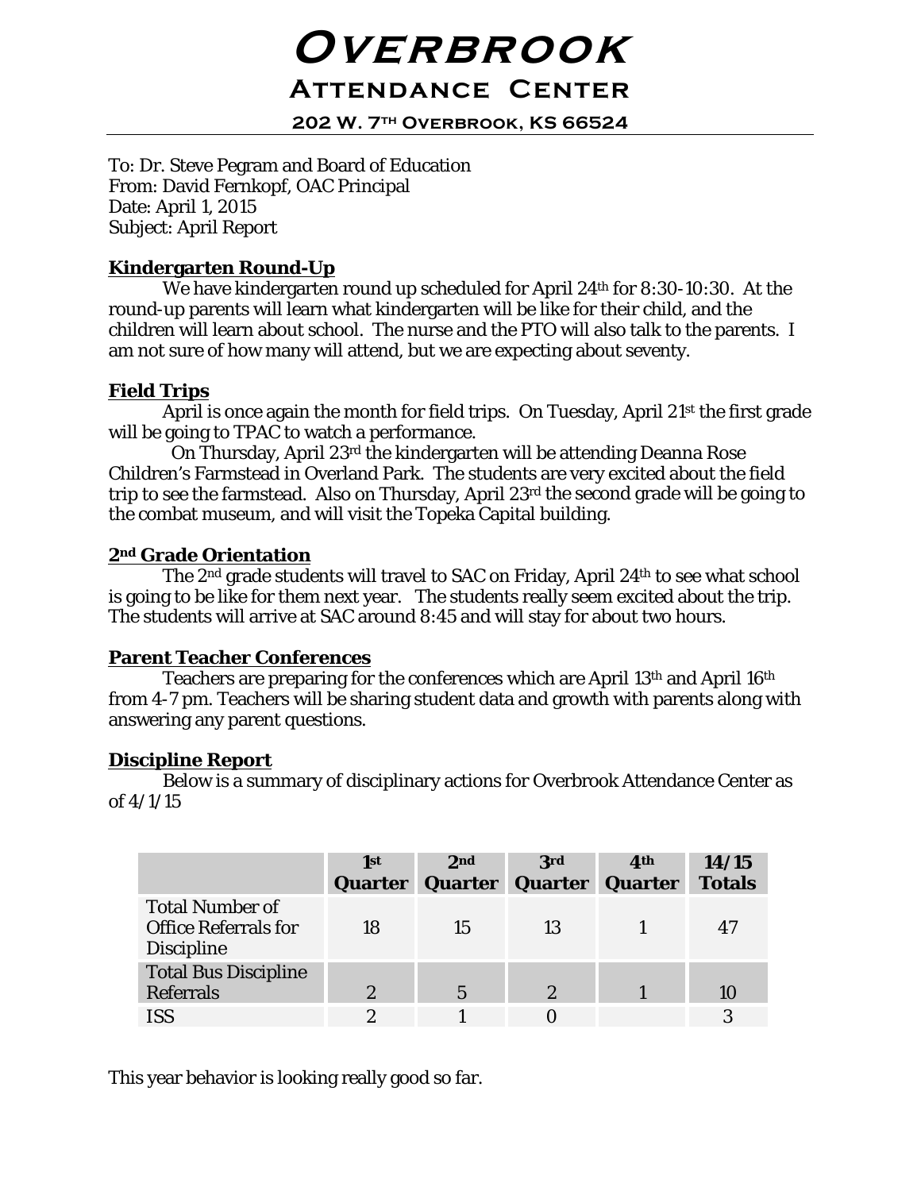# Overbrook

## Attendance Center

**202 W. 7th Overbrook, KS 66524**

To: Dr. Steve Pegram and Board of Education
From: David Fernkopf, OAC Principal
Date: April 1, 2015
Subject: April Report

### Kindergarten Round-Up

We have kindergarten round up scheduled for April 24th for 8:30-10:30. At the round-up parents will learn what kindergarten will be like for their child, and the children will learn about school. The nurse and the PTO will also talk to the parents. I am not sure of how many will attend, but we are expecting about seventy.

### Field Trips

April is once again the month for field trips. On Tuesday, April 21st the first grade will be going to TPAC to watch a performance.

On Thursday, April 23rd the kindergarten will be attending Deanna Rose Children's Farmstead in Overland Park. The students are very excited about the field trip to see the farmstead. Also on Thursday, April 23rd the second grade will be going to the combat museum, and will visit the Topeka Capital building.

### 2nd Grade Orientation

The 2nd grade students will travel to SAC on Friday, April 24th to see what school is going to be like for them next year. The students really seem excited about the trip. The students will arrive at SAC around 8:45 and will stay for about two hours.

### Parent Teacher Conferences

Teachers are preparing for the conferences which are April 13th and April 16th from 4-7 pm. Teachers will be sharing student data and growth with parents along with answering any parent questions.

### Discipline Report

Below is a summary of disciplinary actions for Overbrook Attendance Center as of 4/1/15

| | 1st Quarter | 2nd Quarter | 3rd Quarter | 4th Quarter | 14/15 Totals |
|---|---|---|---|---|---|
| Total Number of Office Referrals for Discipline | 18 | 15 | 13 | 1 | 47 |
| Total Bus Discipline Referrals | 2 | 5 | 2 | 1 | 10 |
| ISS | 2 | 1 | 0 | | 3 |

This year behavior is looking really good so far.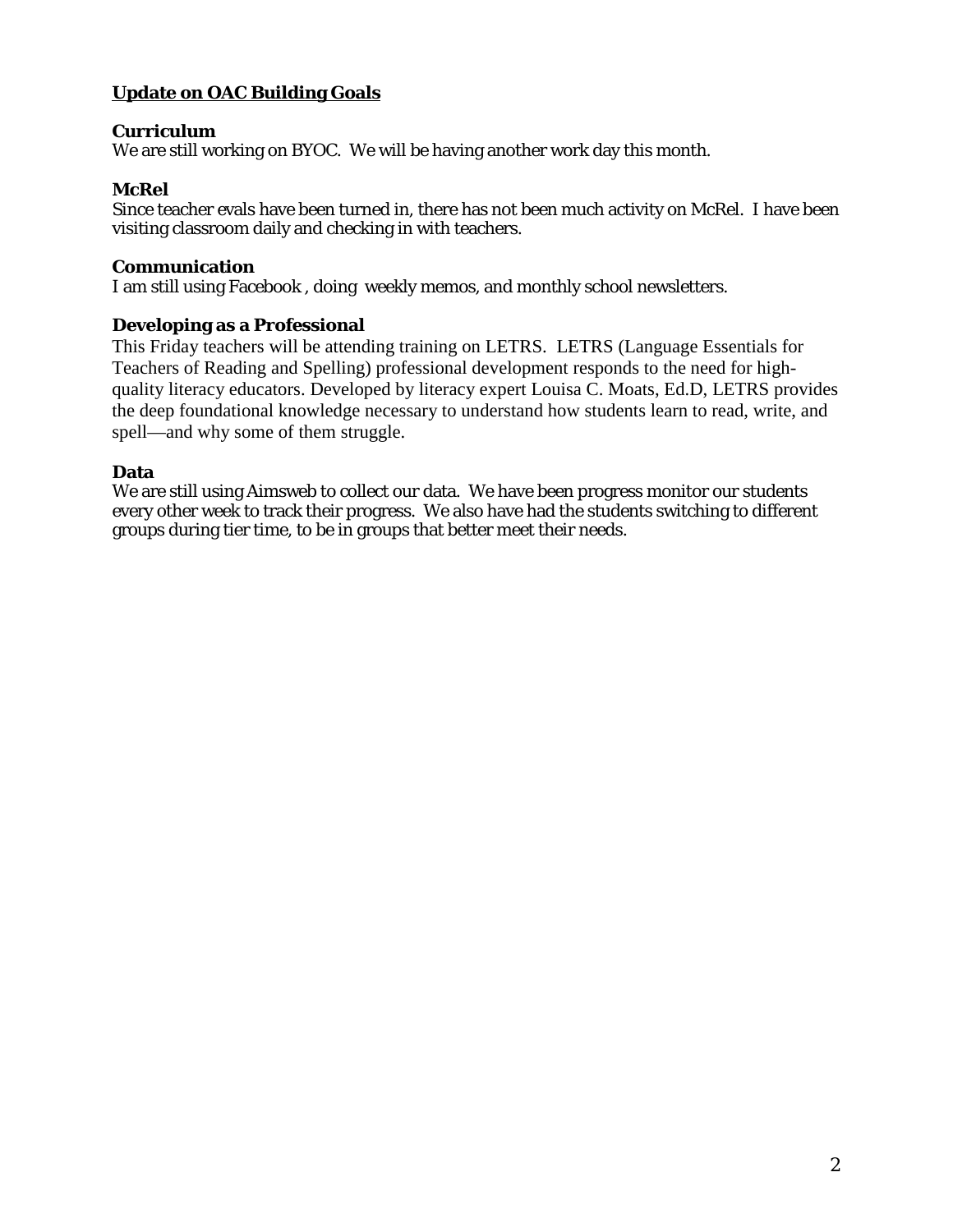## Update on OAC Building Goals

### Curriculum

We are still working on BYOC. We will be having another work day this month.

### McRel

Since teacher evals have been turned in, there has not been much activity on McRel. I have been visiting classroom daily and checking in with teachers.

### Communication

I am still using Facebook , doing weekly memos, and monthly school newsletters.

### Developing as a Professional

This Friday teachers will be attending training on LETRS. LETRS (Language Essentials for Teachers of Reading and Spelling) professional development responds to the need for high-quality literacy educators. Developed by literacy expert Louisa C. Moats, Ed.D, LETRS provides the deep foundational knowledge necessary to understand how students learn to read, write, and spell—and why some of them struggle.

### Data

We are still using Aimsweb to collect our data. We have been progress monitor our students every other week to track their progress. We also have had the students switching to different groups during tier time, to be in groups that better meet their needs.